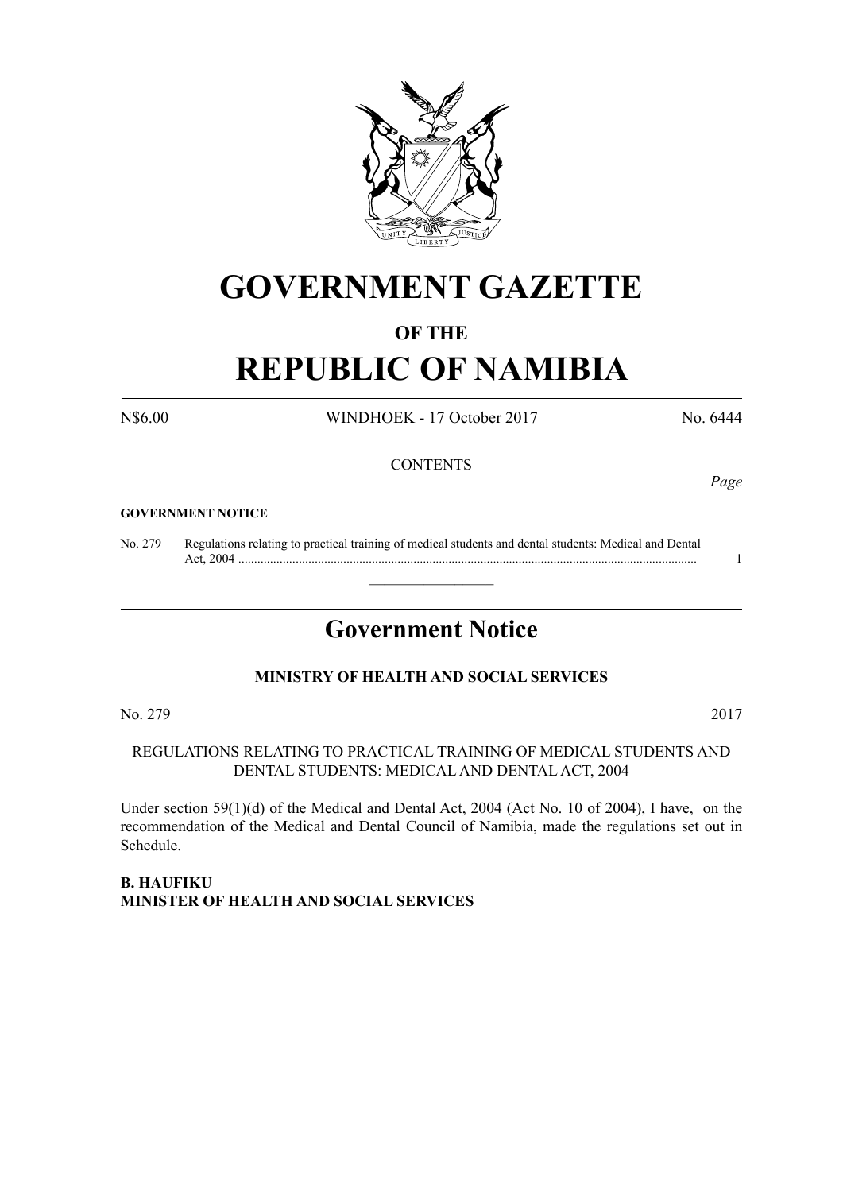# GOVERNMENT GAZETTE

## OF THE

# REPUBLIC OF NAMIBIA

N$6.00 WINDHOEK - 17 October 2017 No. 6444

CONTENTS

*Page*

**GOVERNMENT NOTICE**

No. 279 Regulations relating to practical training of medical students and dental students: Medical and Dental Act, 2004 ..... 1

---

## Government Notice

**MINISTRY OF HEALTH AND SOCIAL SERVICES**

No. 279 2017

REGULATIONS RELATING TO PRACTICAL TRAINING OF MEDICAL STUDENTS AND DENTAL STUDENTS: MEDICAL AND DENTAL ACT, 2004

Under section 59(1)(d) of the Medical and Dental Act, 2004 (Act No. 10 of 2004), I have, on the recommendation of the Medical and Dental Council of Namibia, made the regulations set out in Schedule.

**B. HAUFIKU**
**MINISTER OF HEALTH AND SOCIAL SERVICES**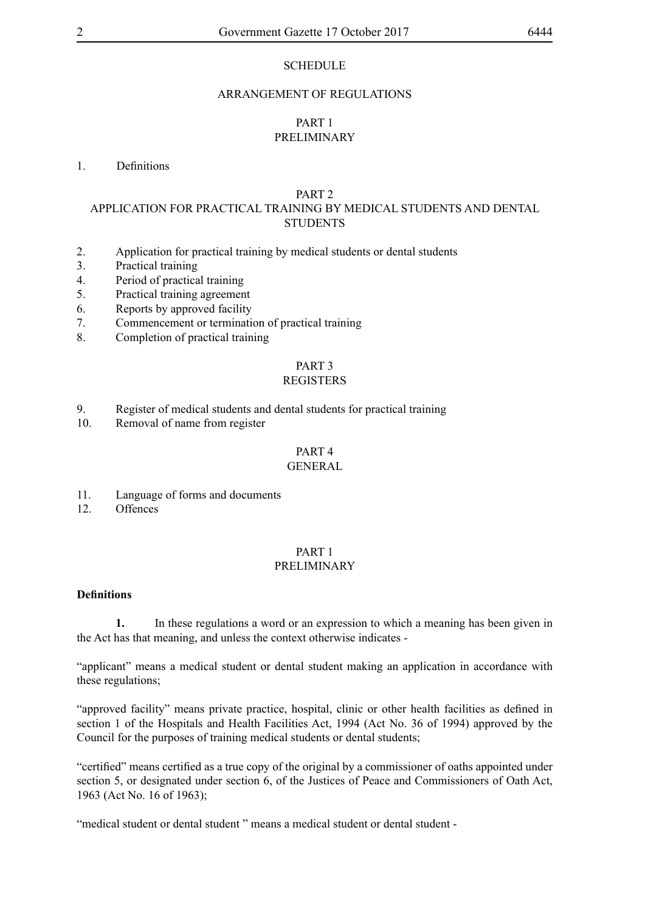## SCHEDULE

## ARRANGEMENT OF REGULATIONS

### PART 1
### PRELIMINARY

1. Definitions

### PART 2
### APPLICATION FOR PRACTICAL TRAINING BY MEDICAL STUDENTS AND DENTAL STUDENTS

2. Application for practical training by medical students or dental students
3. Practical training
4. Period of practical training
5. Practical training agreement
6. Reports by approved facility
7. Commencement or termination of practical training
8. Completion of practical training

### PART 3
### REGISTERS

9. Register of medical students and dental students for practical training
10. Removal of name from register

### PART 4
### GENERAL

11. Language of forms and documents
12. Offences

### PART 1
### PRELIMINARY

**Definitions**

**1.** In these regulations a word or an expression to which a meaning has been given in the Act has that meaning, and unless the context otherwise indicates -

"applicant" means a medical student or dental student making an application in accordance with these regulations;

"approved facility" means private practice, hospital, clinic or other health facilities as defined in section 1 of the Hospitals and Health Facilities Act, 1994 (Act No. 36 of 1994) approved by the Council for the purposes of training medical students or dental students;

"certified" means certified as a true copy of the original by a commissioner of oaths appointed under section 5, or designated under section 6, of the Justices of Peace and Commissioners of Oath Act, 1963 (Act No. 16 of 1963);

"medical student or dental student " means a medical student or dental student -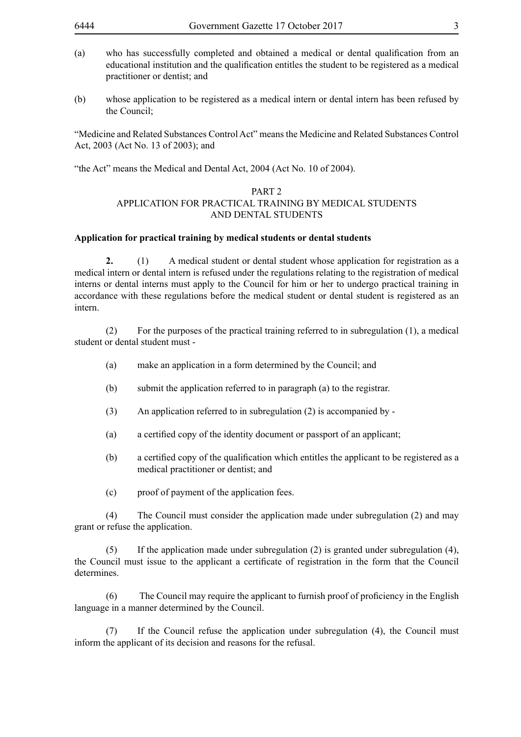(a) who has successfully completed and obtained a medical or dental qualification from an educational institution and the qualification entitles the student to be registered as a medical practitioner or dentist; and

(b) whose application to be registered as a medical intern or dental intern has been refused by the Council;

"Medicine and Related Substances Control Act" means the Medicine and Related Substances Control Act, 2003 (Act No. 13 of 2003); and

"the Act" means the Medical and Dental Act, 2004 (Act No. 10 of 2004).

## PART 2
## APPLICATION FOR PRACTICAL TRAINING BY MEDICAL STUDENTS AND DENTAL STUDENTS

**Application for practical training by medical students or dental students**

**2.** (1) A medical student or dental student whose application for registration as a medical intern or dental intern is refused under the regulations relating to the registration of medical interns or dental interns must apply to the Council for him or her to undergo practical training in accordance with these regulations before the medical student or dental student is registered as an intern.

(2) For the purposes of the practical training referred to in subregulation (1), a medical student or dental student must -

(a) make an application in a form determined by the Council; and

(b) submit the application referred to in paragraph (a) to the registrar.

(3) An application referred to in subregulation (2) is accompanied by -

(a) a certified copy of the identity document or passport of an applicant;

(b) a certified copy of the qualification which entitles the applicant to be registered as a medical practitioner or dentist; and

(c) proof of payment of the application fees.

(4) The Council must consider the application made under subregulation (2) and may grant or refuse the application.

(5) If the application made under subregulation (2) is granted under subregulation (4), the Council must issue to the applicant a certificate of registration in the form that the Council determines.

(6) The Council may require the applicant to furnish proof of proficiency in the English language in a manner determined by the Council.

(7) If the Council refuse the application under subregulation (4), the Council must inform the applicant of its decision and reasons for the refusal.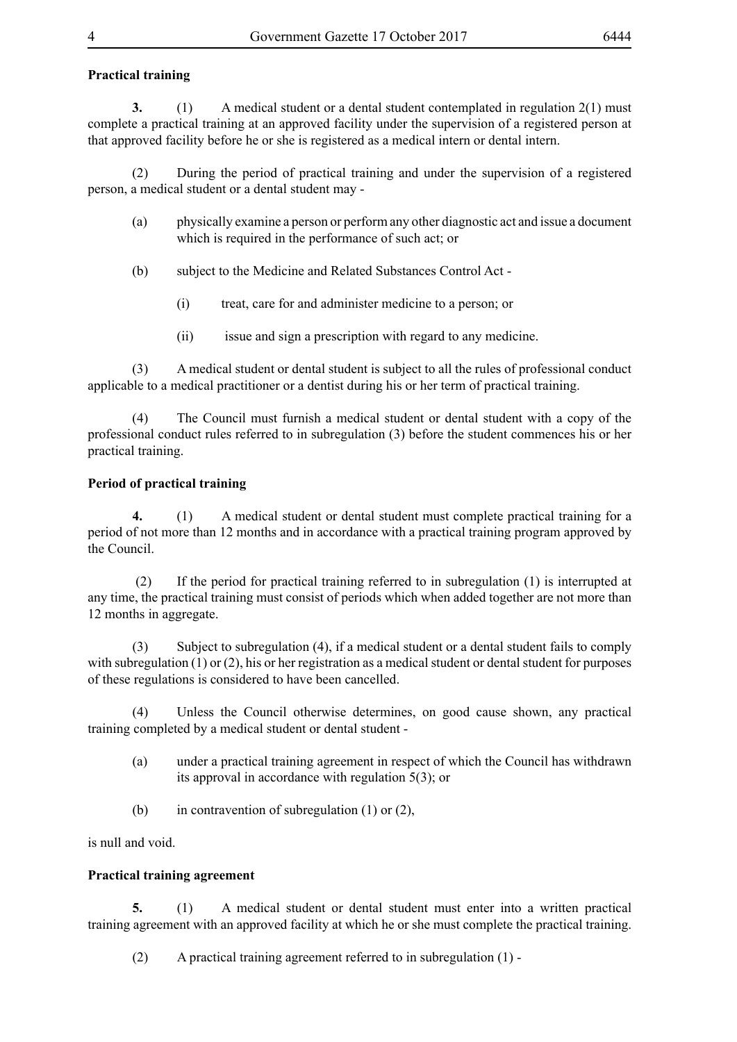**Practical training**

**3.** (1) A medical student or a dental student contemplated in regulation 2(1) must complete a practical training at an approved facility under the supervision of a registered person at that approved facility before he or she is registered as a medical intern or dental intern.

(2) During the period of practical training and under the supervision of a registered person, a medical student or a dental student may -

(a) physically examine a person or perform any other diagnostic act and issue a document which is required in the performance of such act; or

(b) subject to the Medicine and Related Substances Control Act -

(i) treat, care for and administer medicine to a person; or

(ii) issue and sign a prescription with regard to any medicine.

(3) A medical student or dental student is subject to all the rules of professional conduct applicable to a medical practitioner or a dentist during his or her term of practical training.

(4) The Council must furnish a medical student or dental student with a copy of the professional conduct rules referred to in subregulation (3) before the student commences his or her practical training.

**Period of practical training**

**4.** (1) A medical student or dental student must complete practical training for a period of not more than 12 months and in accordance with a practical training program approved by the Council.

(2) If the period for practical training referred to in subregulation (1) is interrupted at any time, the practical training must consist of periods which when added together are not more than 12 months in aggregate.

(3) Subject to subregulation (4), if a medical student or a dental student fails to comply with subregulation (1) or (2), his or her registration as a medical student or dental student for purposes of these regulations is considered to have been cancelled.

(4) Unless the Council otherwise determines, on good cause shown, any practical training completed by a medical student or dental student -

(a) under a practical training agreement in respect of which the Council has withdrawn its approval in accordance with regulation 5(3); or

(b) in contravention of subregulation (1) or (2),

is null and void.

**Practical training agreement**

**5.** (1) A medical student or dental student must enter into a written practical training agreement with an approved facility at which he or she must complete the practical training.

(2) A practical training agreement referred to in subregulation (1) -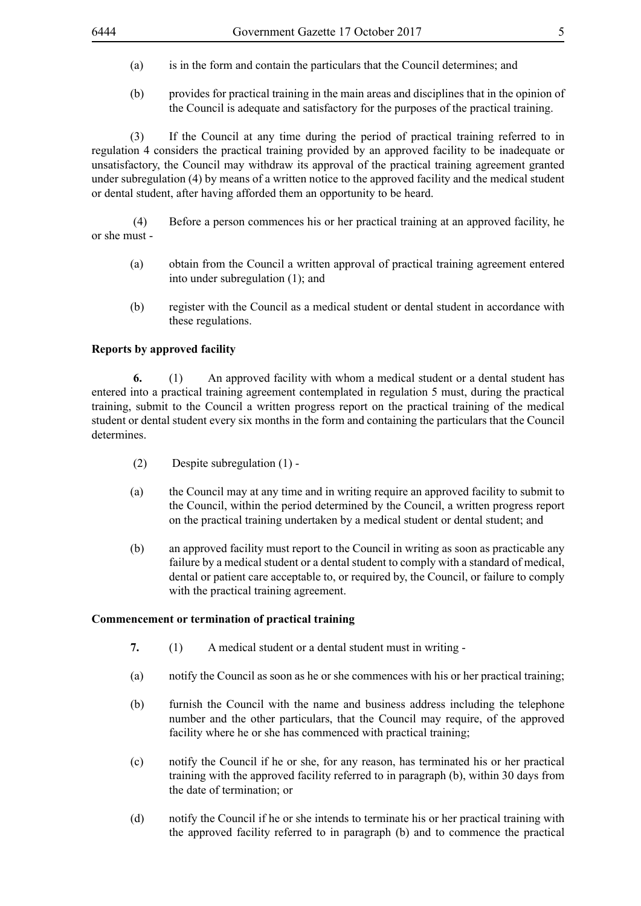(a) is in the form and contain the particulars that the Council determines; and

(b) provides for practical training in the main areas and disciplines that in the opinion of the Council is adequate and satisfactory for the purposes of the practical training.

(3) If the Council at any time during the period of practical training referred to in regulation 4 considers the practical training provided by an approved facility to be inadequate or unsatisfactory, the Council may withdraw its approval of the practical training agreement granted under subregulation (4) by means of a written notice to the approved facility and the medical student or dental student, after having afforded them an opportunity to be heard.

(4) Before a person commences his or her practical training at an approved facility, he or she must -

(a) obtain from the Council a written approval of practical training agreement entered into under subregulation (1); and

(b) register with the Council as a medical student or dental student in accordance with these regulations.

**Reports by approved facility**

**6.** (1) An approved facility with whom a medical student or a dental student has entered into a practical training agreement contemplated in regulation 5 must, during the practical training, submit to the Council a written progress report on the practical training of the medical student or dental student every six months in the form and containing the particulars that the Council determines.

(2) Despite subregulation (1) -

(a) the Council may at any time and in writing require an approved facility to submit to the Council, within the period determined by the Council, a written progress report on the practical training undertaken by a medical student or dental student; and

(b) an approved facility must report to the Council in writing as soon as practicable any failure by a medical student or a dental student to comply with a standard of medical, dental or patient care acceptable to, or required by, the Council, or failure to comply with the practical training agreement.

**Commencement or termination of practical training**

**7.** (1) A medical student or a dental student must in writing -

(a) notify the Council as soon as he or she commences with his or her practical training;

(b) furnish the Council with the name and business address including the telephone number and the other particulars, that the Council may require, of the approved facility where he or she has commenced with practical training;

(c) notify the Council if he or she, for any reason, has terminated his or her practical training with the approved facility referred to in paragraph (b), within 30 days from the date of termination; or

(d) notify the Council if he or she intends to terminate his or her practical training with the approved facility referred to in paragraph (b) and to commence the practical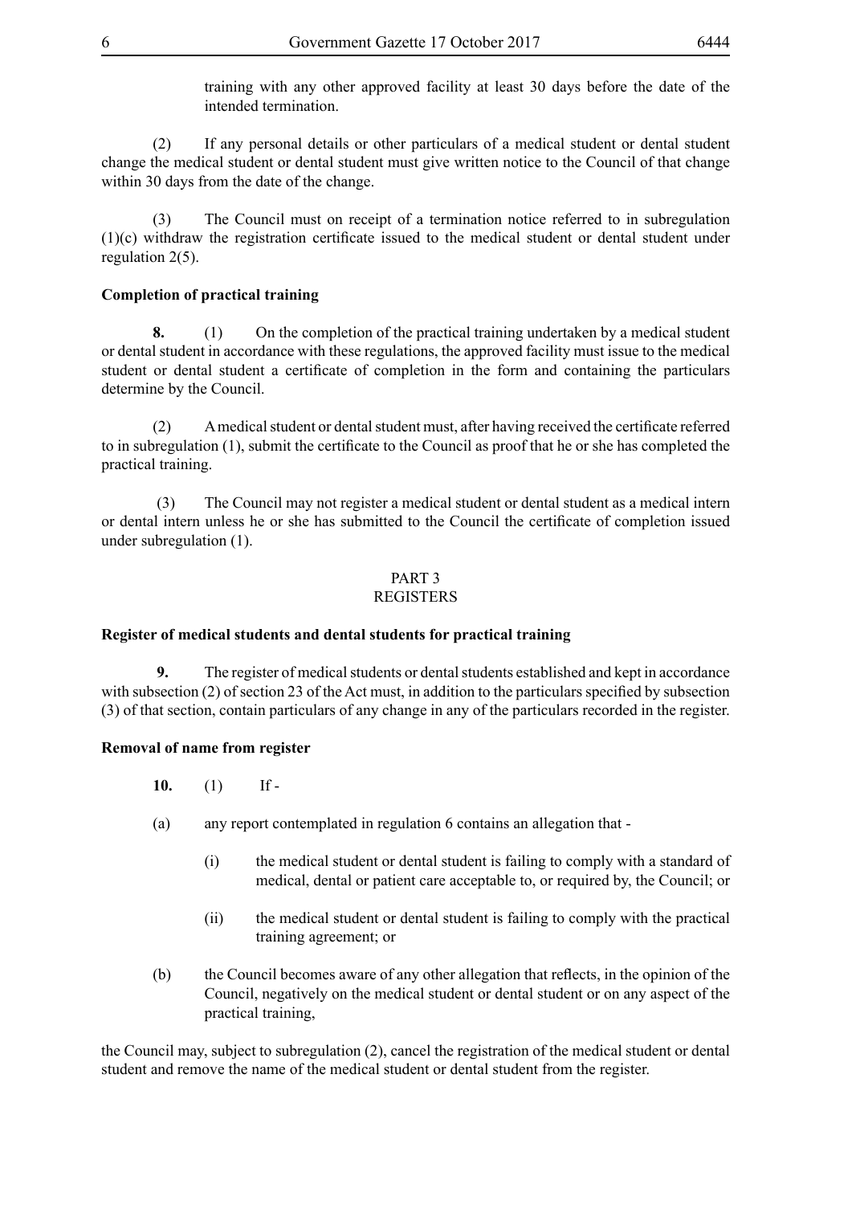training with any other approved facility at least 30 days before the date of the intended termination.

(2) If any personal details or other particulars of a medical student or dental student change the medical student or dental student must give written notice to the Council of that change within 30 days from the date of the change.

(3) The Council must on receipt of a termination notice referred to in subregulation (1)(c) withdraw the registration certificate issued to the medical student or dental student under regulation 2(5).

**Completion of practical training**

**8.** (1) On the completion of the practical training undertaken by a medical student or dental student in accordance with these regulations, the approved facility must issue to the medical student or dental student a certificate of completion in the form and containing the particulars determine by the Council.

(2) A medical student or dental student must, after having received the certificate referred to in subregulation (1), submit the certificate to the Council as proof that he or she has completed the practical training.

(3) The Council may not register a medical student or dental student as a medical intern or dental intern unless he or she has submitted to the Council the certificate of completion issued under subregulation (1).

## PART 3
## REGISTERS

**Register of medical students and dental students for practical training**

**9.** The register of medical students or dental students established and kept in accordance with subsection (2) of section 23 of the Act must, in addition to the particulars specified by subsection (3) of that section, contain particulars of any change in any of the particulars recorded in the register.

**Removal of name from register**

**10.** (1) If -

(a) any report contemplated in regulation 6 contains an allegation that -

(i) the medical student or dental student is failing to comply with a standard of medical, dental or patient care acceptable to, or required by, the Council; or

(ii) the medical student or dental student is failing to comply with the practical training agreement; or

(b) the Council becomes aware of any other allegation that reflects, in the opinion of the Council, negatively on the medical student or dental student or on any aspect of the practical training,

the Council may, subject to subregulation (2), cancel the registration of the medical student or dental student and remove the name of the medical student or dental student from the register.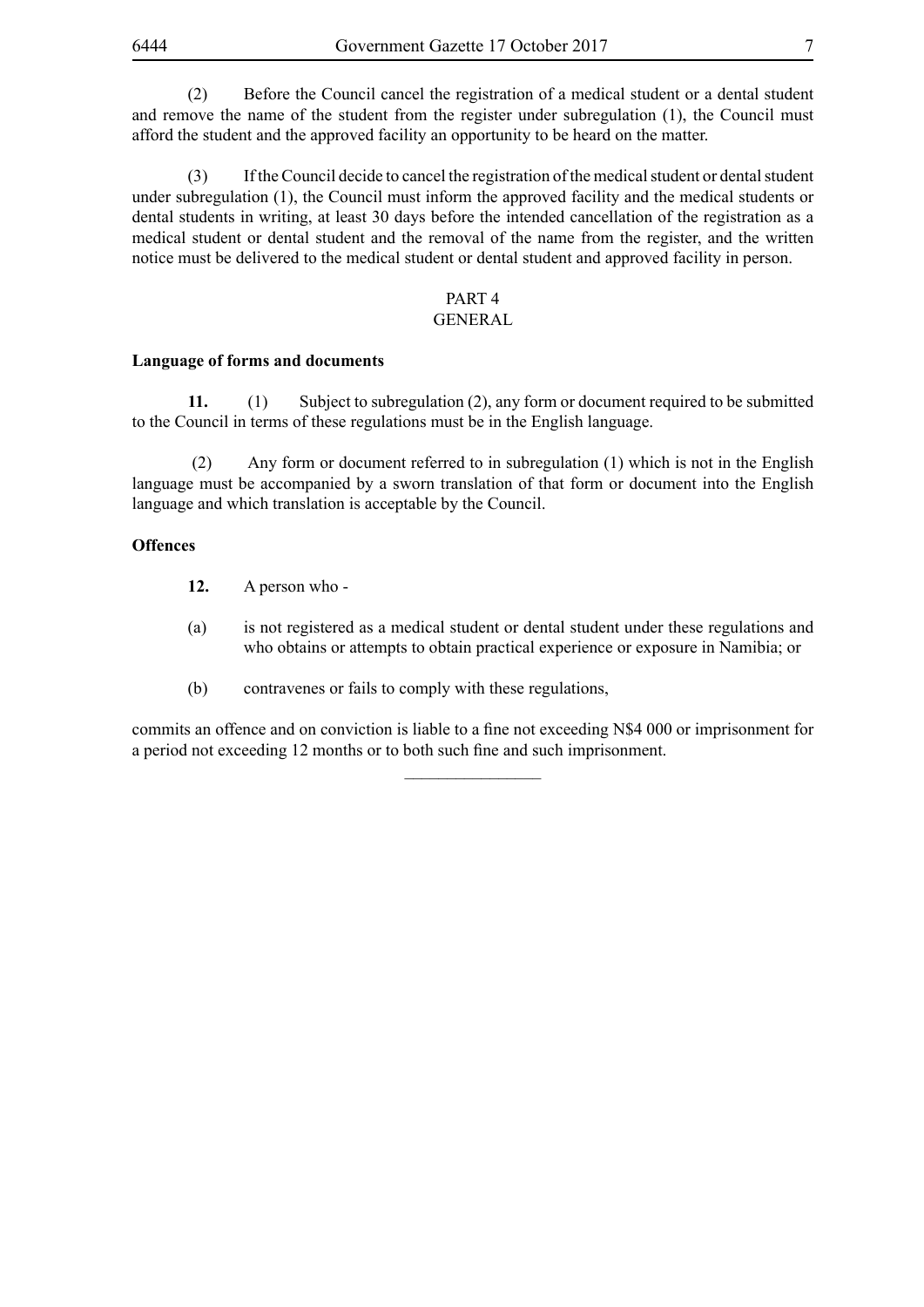(2) Before the Council cancel the registration of a medical student or a dental student and remove the name of the student from the register under subregulation (1), the Council must afford the student and the approved facility an opportunity to be heard on the matter.

(3) If the Council decide to cancel the registration of the medical student or dental student under subregulation (1), the Council must inform the approved facility and the medical students or dental students in writing, at least 30 days before the intended cancellation of the registration as a medical student or dental student and the removal of the name from the register, and the written notice must be delivered to the medical student or dental student and approved facility in person.

## PART 4
## GENERAL

**Language of forms and documents**

**11.** (1) Subject to subregulation (2), any form or document required to be submitted to the Council in terms of these regulations must be in the English language.

(2) Any form or document referred to in subregulation (1) which is not in the English language must be accompanied by a sworn translation of that form or document into the English language and which translation is acceptable by the Council.

**Offences**

**12.** A person who -

(a) is not registered as a medical student or dental student under these regulations and who obtains or attempts to obtain practical experience or exposure in Namibia; or

(b) contravenes or fails to comply with these regulations,

commits an offence and on conviction is liable to a fine not exceeding N$4 000 or imprisonment for a period not exceeding 12 months or to both such fine and such imprisonment.

________________